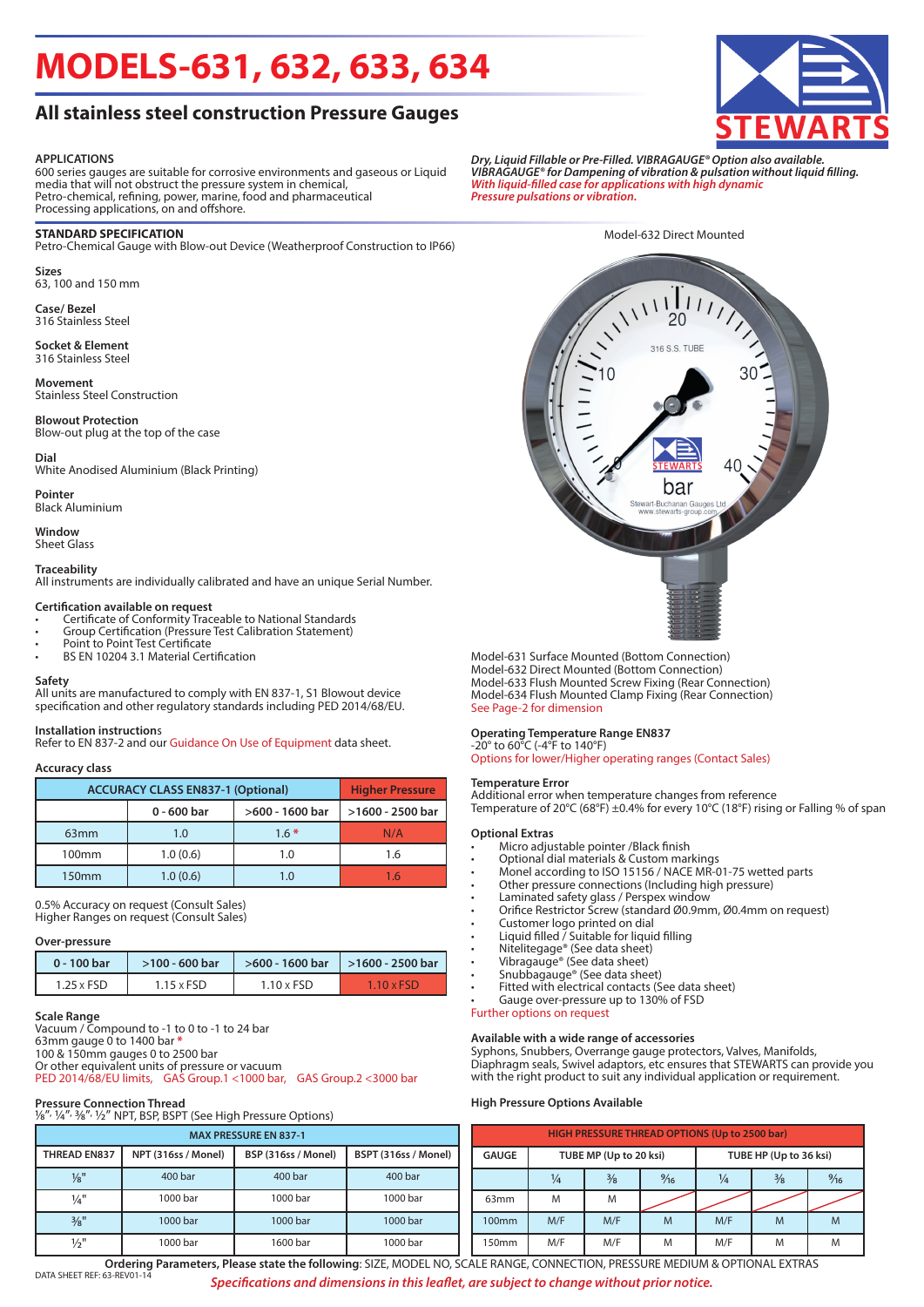# MODELS-631, 632, 633, 634

## All stainless steel construction Pressure Gauges

STEWARTS

### APPLICATIONS

600 series gauges are suitable for corrosive environments and gaseous or Liquid media that will not obstruct the pressure system in chemical, Petro-chemical, refining, power, marine, food and pharmaceutical Processing applications, on and offshore.

*Dry, Liquid Fillable or Pre-Filled. VIBRAGAUGE® Option also available.*
***VIBRAGAUGE® for Dampening of vibration & pulsation without liquid filling.***
***With liquid-filled case for applications with high dynamic Pressure pulsations or vibration.***

### STANDARD SPECIFICATION

Petro-Chemical Gauge with Blow-out Device (Weatherproof Construction to IP66)

**Sizes**
63, 100 and 150 mm

**Case/ Bezel**
316 Stainless Steel

**Socket & Element**
316 Stainless Steel

**Movement**
Stainless Steel Construction

**Blowout Protection**
Blow-out plug at the top of the case

**Dial**
White Anodised Aluminium (Black Printing)

**Pointer**
Black Aluminium

**Window**
Sheet Glass

**Traceability**
All instruments are individually calibrated and have an unique Serial Number.

**Certification available on request**
- Certificate of Conformity Traceable to National Standards
- Group Certification (Pressure Test Calibration Statement)
- Point to Point Test Certificate
- BS EN 10204 3.1 Material Certification

**Safety**
All units are manufactured to comply with EN 837-1, S1 Blowout device specification and other regulatory standards including PED 2014/68/EU.

**Installation instructions**
Refer to EN 837-2 and our Guidance On Use of Equipment data sheet.

**Accuracy class**

| ACCURACY CLASS EN837-1 (Optional) | | | Higher Pressure |
|---|---|---|---|
| | 0 - 600 bar | >600 - 1600 bar | >1600 - 2500 bar |
| 63mm | 1.0 | 1.6 * | N/A |
| 100mm | 1.0 (0.6) | 1.0 | 1.6 |
| 150mm | 1.0 (0.6) | 1.0 | 1.6 |

0.5% Accuracy on request (Consult Sales)
Higher Ranges on request (Consult Sales)

**Over-pressure**

| 0 - 100 bar | >100 - 600 bar | >600 - 1600 bar | >1600 - 2500 bar |
|---|---|---|---|
| 1.25 x FSD | 1.15 x FSD | 1.10 x FSD | 1.10 x FSD |

**Scale Range**
Vacuum / Compound to -1 to 0 to -1 to 24 bar
63mm gauge 0 to 1400 bar *
100 & 150mm gauges 0 to 2500 bar
Or other equivalent units of pressure or vacuum
PED 2014/68/EU limits, GAS Group.1 <1000 bar, GAS Group.2 <3000 bar

**Pressure Connection Thread**
⅛", ¼", ⅜", ½" NPT, BSP, BSPT (See High Pressure Options)

| MAX PRESSURE EN 837-1 | | | |
|---|---|---|---|
| THREAD EN837 | NPT (316ss / Monel) | BSP (316ss / Monel) | BSPT (316ss / Monel) |
| ⅛" | 400 bar | 400 bar | 400 bar |
| ¼" | 1000 bar | 1000 bar | 1000 bar |
| ⅜" | 1000 bar | 1000 bar | 1000 bar |
| ½" | 1000 bar | 1600 bar | 1000 bar |

Model-632 Direct Mounted

Model-631 Surface Mounted (Bottom Connection)
Model-632 Direct Mounted (Bottom Connection)
Model-633 Flush Mounted Screw Fixing (Rear Connection)
Model-634 Flush Mounted Clamp Fixing (Rear Connection)
See Page-2 for dimension

**Operating Temperature Range EN837**
-20° to 60°C (-4°F to 140°F)
Options for lower/Higher operating ranges (Contact Sales)

**Temperature Error**
Additional error when temperature changes from reference Temperature of 20°C (68°F) ±0.4% for every 10°C (18°F) rising or Falling % of span

**Optional Extras**
- Micro adjustable pointer /Black finish
- Optional dial materials & Custom markings
- Monel according to ISO 15156 / NACE MR-01-75 wetted parts
- Other pressure connections (Including high pressure)
- Laminated safety glass / Perspex window
- Orifice Restrictor Screw (standard Ø0.9mm, Ø0.4mm on request)
- Customer logo printed on dial
- Liquid filled / Suitable for liquid filling
- Nitelitegage® (See data sheet)
- Vibragauge® (See data sheet)
- Snubbagauge® (See data sheet)
- Fitted with electrical contacts (See data sheet)
- Gauge over-pressure up to 130% of FSD

Further options on request

**Available with a wide range of accessories**
Syphons, Snubbers, Overrange gauge protectors, Valves, Manifolds, Diaphragm seals, Swivel adaptors, etc ensures that STEWARTS can provide you with the right product to suit any individual application or requirement.

**High Pressure Options Available**

| HIGH PRESSURE THREAD OPTIONS (Up to 2500 bar) | | | | | | |
|---|---|---|---|---|---|---|
| GAUGE | TUBE MP (Up to 20 ksi) | | | TUBE HP (Up to 36 ksi) | | |
| | ¼ | ⅜ | 9/16 | ¼ | ⅜ | 9/16 |
| 63mm | M | M | | | | |
| 100mm | M/F | M/F | M | M/F | M | M |
| 150mm | M/F | M/F | M | M/F | M | M |

**Ordering Parameters, Please state the following**: SIZE, MODEL NO, SCALE RANGE, CONNECTION, PRESSURE MEDIUM & OPTIONAL EXTRAS

DATA SHEET REF: 63-REV01-14

***Specifications and dimensions in this leaflet, are subject to change without prior notice.***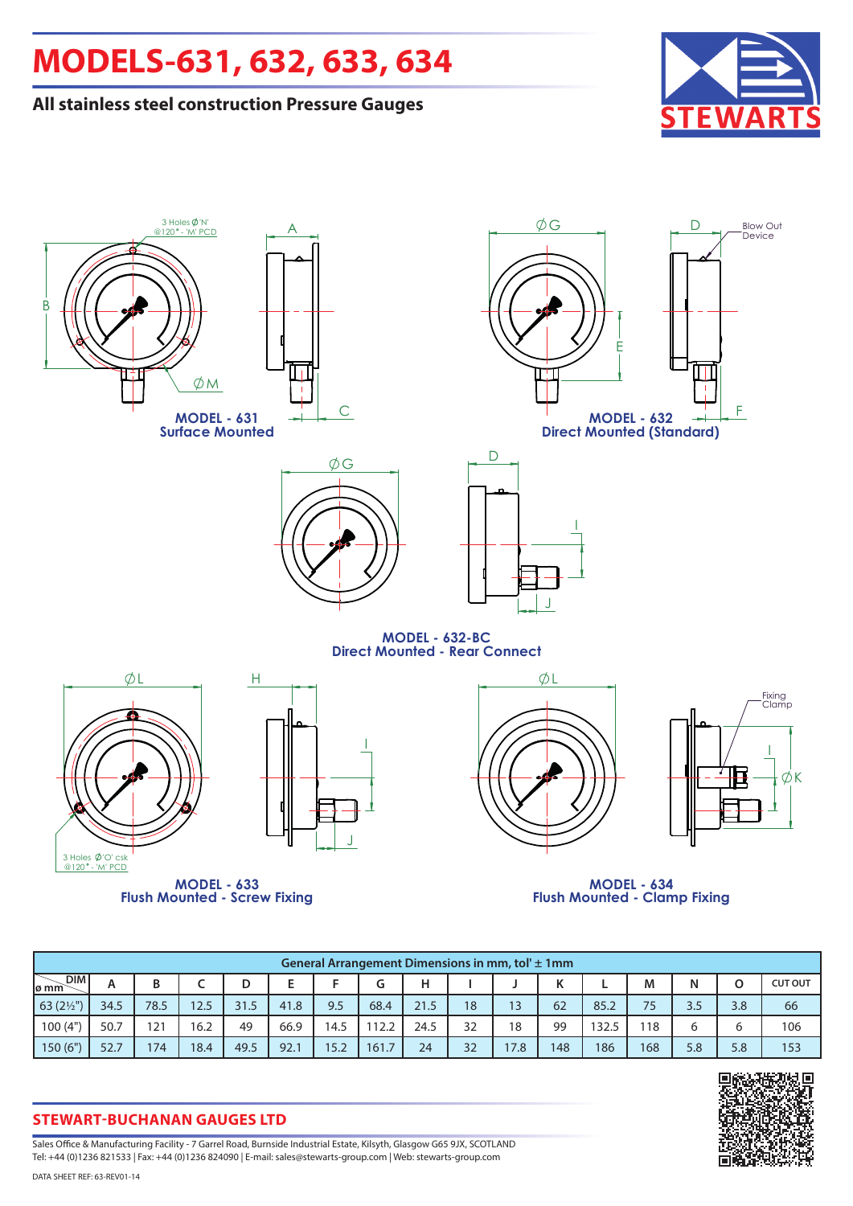# MODELS-631, 632, 633, 634

## All stainless steel construction Pressure Gauges

STEWARTS

3 Holes ØN' @120° - 'M' PCD

A

B

ØM

C

**MODEL - 631**
**Surface Mounted**

ØG

D

Blow Out Device

E

F

**MODEL - 632**
**Direct Mounted (Standard)**

ØG

D

I

J

**MODEL - 632-BC**
**Direct Mounted - Rear Connect**

ØL

H

I

J

3 Holes Ø'O' csk @120° - 'M' PCD

**MODEL - 633**
**Flush Mounted - Screw Fixing**

ØL

Fixing Clamp

I

ØK

**MODEL - 634**
**Flush Mounted - Clamp Fixing**

| General Arrangement Dimensions in mm, tol' ± 1mm | | | | | | | | | | | | | | | |
|---|---|---|---|---|---|---|---|---|---|---|---|---|---|---|---|
| DIM / ø mm | A | B | C | D | E | F | G | H | I | J | K | L | M | N | O | CUT OUT |
| 63 (2½") | 34.5 | 78.5 | 12.5 | 31.5 | 41.8 | 9.5 | 68.4 | 21.5 | 18 | 13 | 62 | 85.2 | 75 | 3.5 | 3.8 | 66 |
| 100 (4") | 50.7 | 121 | 16.2 | 49 | 66.9 | 14.5 | 112.2 | 24.5 | 32 | 18 | 99 | 132.5 | 118 | 6 | 6 | 106 |
| 150 (6") | 52.7 | 174 | 18.4 | 49.5 | 92.1 | 15.2 | 161.7 | 24 | 32 | 17.8 | 148 | 186 | 168 | 5.8 | 5.8 | 153 |

## STEWART-BUCHANAN GAUGES LTD

Sales Office & Manufacturing Facility - 7 Garrel Road, Burnside Industrial Estate, Kilsyth, Glasgow G65 9JX, SCOTLAND
Tel: +44 (0)1236 821533 | Fax: +44 (0)1236 824090 | E-mail: sales@stewarts-group.com | Web: stewarts-group.com

DATA SHEET REF: 63-REV01-14